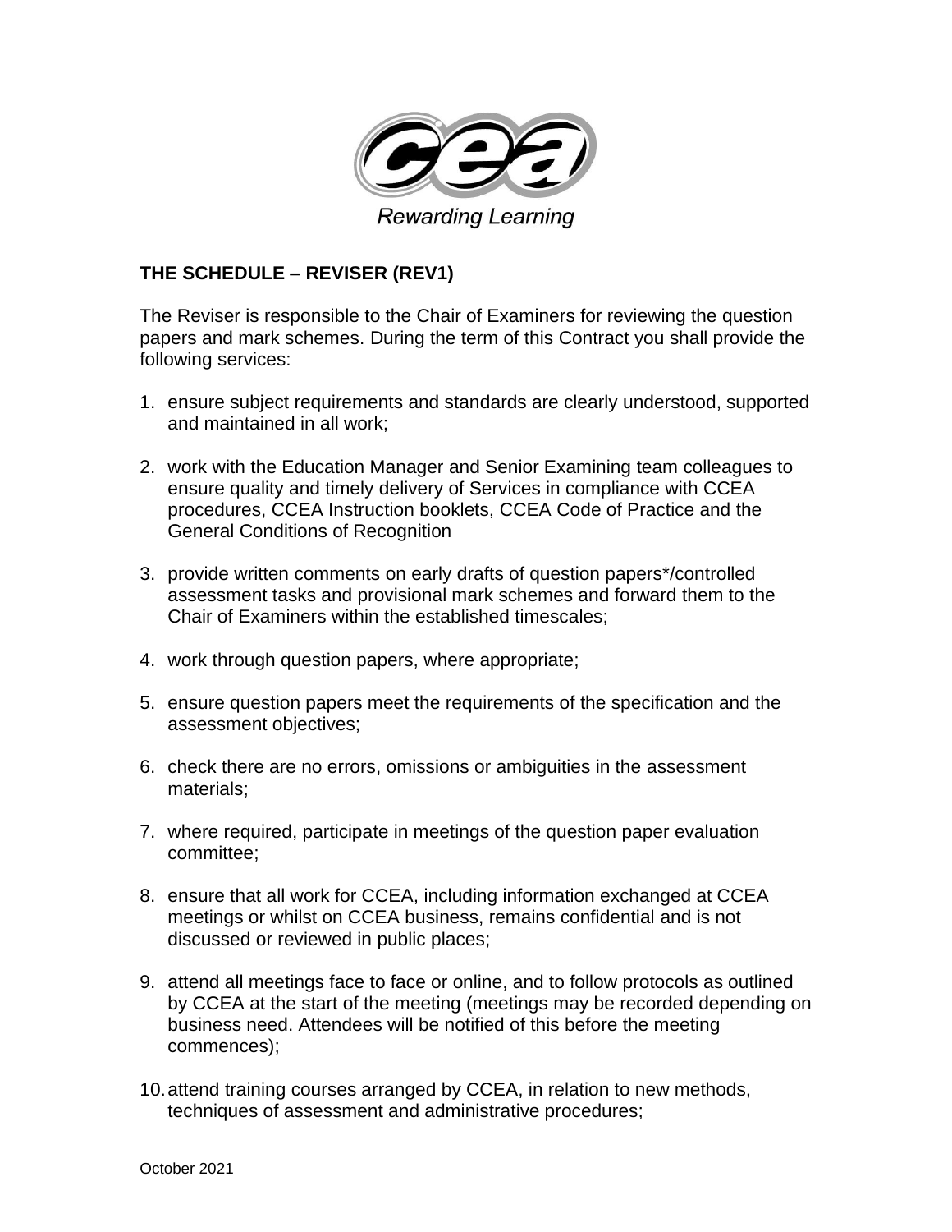Rewarding Learning

**THE SCHEDULE – REVISER (REV1)**

The Reviser is responsible to the Chair of Examiners for reviewing the question papers and mark schemes. During the term of this Contract you shall provide the following services:

1. ensure subject requirements and standards are clearly understood, supported and maintained in all work;

2. work with the Education Manager and Senior Examining team colleagues to ensure quality and timely delivery of Services in compliance with CCEA procedures, CCEA Instruction booklets, CCEA Code of Practice and the General Conditions of Recognition

3. provide written comments on early drafts of question papers*/controlled assessment tasks and provisional mark schemes and forward them to the Chair of Examiners within the established timescales;

4. work through question papers, where appropriate;

5. ensure question papers meet the requirements of the specification and the assessment objectives;

6. check there are no errors, omissions or ambiguities in the assessment materials;

7. where required, participate in meetings of the question paper evaluation committee;

8. ensure that all work for CCEA, including information exchanged at CCEA meetings or whilst on CCEA business, remains confidential and is not discussed or reviewed in public places;

9. attend all meetings face to face or online, and to follow protocols as outlined by CCEA at the start of the meeting (meetings may be recorded depending on business need. Attendees will be notified of this before the meeting commences);

10. attend training courses arranged by CCEA, in relation to new methods, techniques of assessment and administrative procedures;

October 2021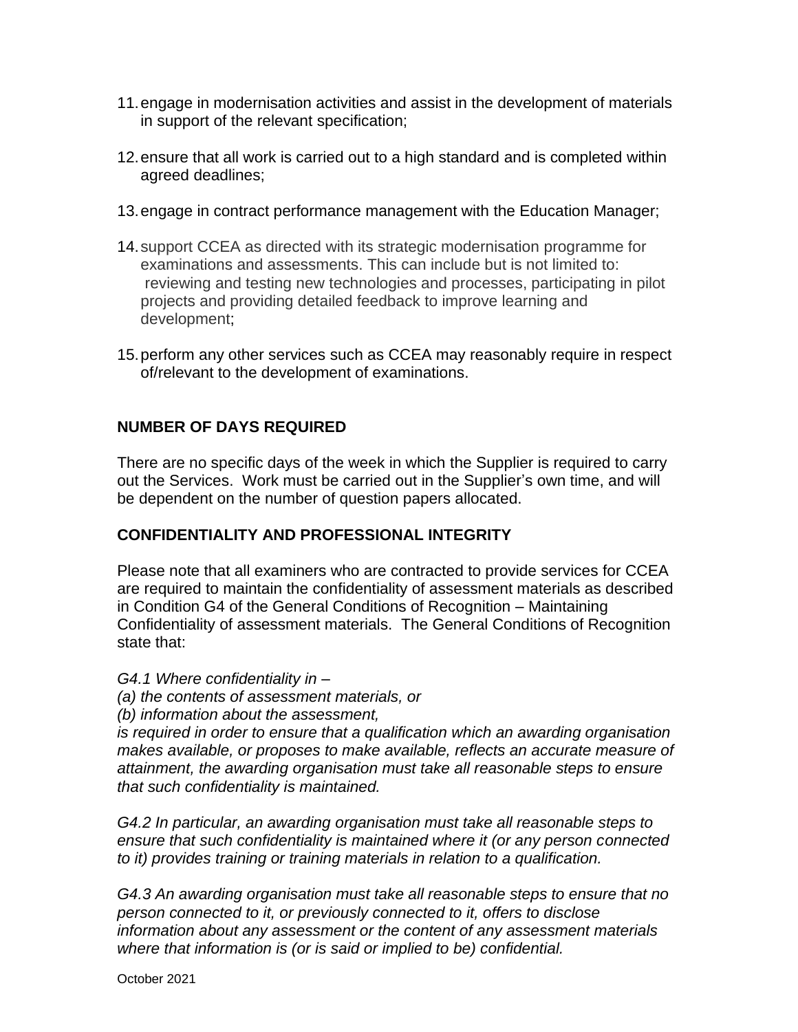11. engage in modernisation activities and assist in the development of materials in support of the relevant specification;

12. ensure that all work is carried out to a high standard and is completed within agreed deadlines;

13. engage in contract performance management with the Education Manager;

14. support CCEA as directed with its strategic modernisation programme for examinations and assessments. This can include but is not limited to: reviewing and testing new technologies and processes, participating in pilot projects and providing detailed feedback to improve learning and development;

15. perform any other services such as CCEA may reasonably require in respect of/relevant to the development of examinations.

## NUMBER OF DAYS REQUIRED

There are no specific days of the week in which the Supplier is required to carry out the Services. Work must be carried out in the Supplier's own time, and will be dependent on the number of question papers allocated.

## CONFIDENTIALITY AND PROFESSIONAL INTEGRITY

Please note that all examiners who are contracted to provide services for CCEA are required to maintain the confidentiality of assessment materials as described in Condition G4 of the General Conditions of Recognition – Maintaining Confidentiality of assessment materials. The General Conditions of Recognition state that:

*G4.1 Where confidentiality in –*
*(a) the contents of assessment materials, or*
*(b) information about the assessment,*
*is required in order to ensure that a qualification which an awarding organisation makes available, or proposes to make available, reflects an accurate measure of attainment, the awarding organisation must take all reasonable steps to ensure that such confidentiality is maintained.*

*G4.2 In particular, an awarding organisation must take all reasonable steps to ensure that such confidentiality is maintained where it (or any person connected to it) provides training or training materials in relation to a qualification.*

*G4.3 An awarding organisation must take all reasonable steps to ensure that no person connected to it, or previously connected to it, offers to disclose information about any assessment or the content of any assessment materials where that information is (or is said or implied to be) confidential.*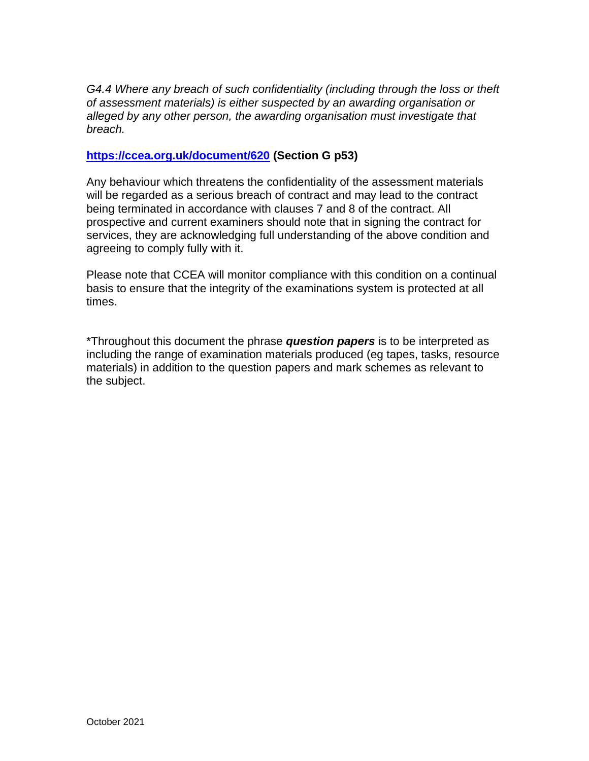*G4.4 Where any breach of such confidentiality (including through the loss or theft of assessment materials) is either suspected by an awarding organisation or alleged by any other person, the awarding organisation must investigate that breach.*

**[https://ccea.org.uk/document/620](https://ccea.org.uk/document/620) (Section G p53)**

Any behaviour which threatens the confidentiality of the assessment materials will be regarded as a serious breach of contract and may lead to the contract being terminated in accordance with clauses 7 and 8 of the contract. All prospective and current examiners should note that in signing the contract for services, they are acknowledging full understanding of the above condition and agreeing to comply fully with it.

Please note that CCEA will monitor compliance with this condition on a continual basis to ensure that the integrity of the examinations system is protected at all times.

*Throughout this document the phrase ***question papers*** is to be interpreted as including the range of examination materials produced (eg tapes, tasks, resource materials) in addition to the question papers and mark schemes as relevant to the subject.

October 2021